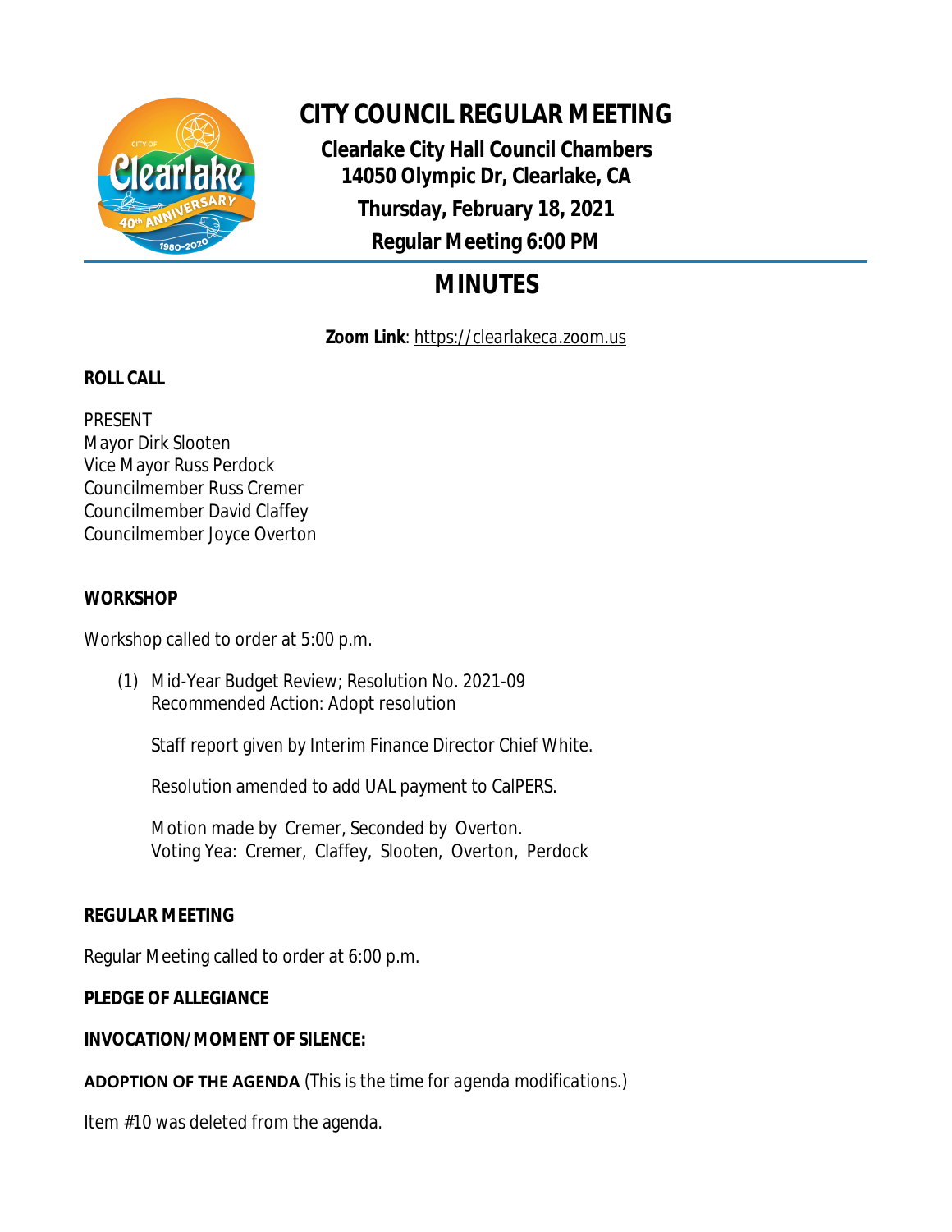# CITY COUNCIL REGULAR MEETING

**Clearlake City Hall Council Chambers**
**14050 Olympic Dr, Clearlake, CA**
**Thursday, February 18, 2021**
**Regular Meeting 6:00 PM**

## MINUTES

**Zoom Link**: https://clearlakeca.zoom.us

**ROLL CALL**

PRESENT
Mayor Dirk Slooten
Vice Mayor Russ Perdock
Councilmember Russ Cremer
Councilmember David Claffey
Councilmember Joyce Overton

**WORKSHOP**

Workshop called to order at 5:00 p.m.

(1) Mid-Year Budget Review; Resolution No. 2021-09
Recommended Action: Adopt resolution

Staff report given by Interim Finance Director Chief White.

Resolution amended to add UAL payment to CalPERS.

Motion made by Cremer, Seconded by Overton.
Voting Yea: Cremer, Claffey, Slooten, Overton, Perdock

**REGULAR MEETING**

Regular Meeting called to order at 6:00 p.m.

**PLEDGE OF ALLEGIANCE**

**INVOCATION/MOMENT OF SILENCE:**

**ADOPTION OF THE AGENDA** (This is the time for agenda modifications.)

Item #10 was deleted from the agenda.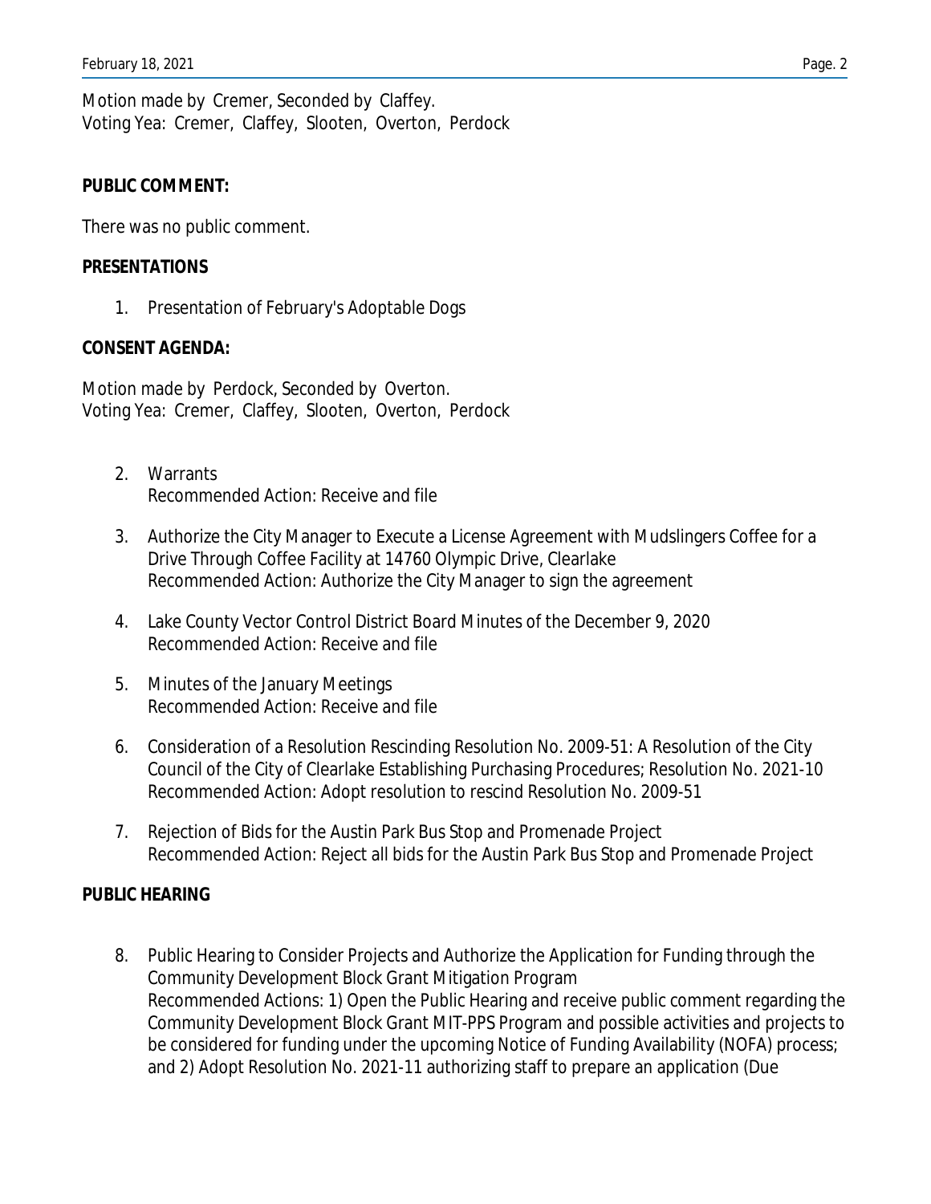Motion made by Cremer, Seconded by Claffey.
Voting Yea: Cremer, Claffey, Slooten, Overton, Perdock

**PUBLIC COMMENT:**

There was no public comment.

**PRESENTATIONS**

1. Presentation of February's Adoptable Dogs

**CONSENT AGENDA:**

Motion made by Perdock, Seconded by Overton.
Voting Yea: Cremer, Claffey, Slooten, Overton, Perdock

2. Warrants
   Recommended Action: Receive and file

3. Authorize the City Manager to Execute a License Agreement with Mudslingers Coffee for a Drive Through Coffee Facility at 14760 Olympic Drive, Clearlake
   Recommended Action: Authorize the City Manager to sign the agreement

4. Lake County Vector Control District Board Minutes of the December 9, 2020
   Recommended Action: Receive and file

5. Minutes of the January Meetings
   Recommended Action: Receive and file

6. Consideration of a Resolution Rescinding Resolution No. 2009-51: A Resolution of the City Council of the City of Clearlake Establishing Purchasing Procedures; Resolution No. 2021-10
   Recommended Action: Adopt resolution to rescind Resolution No. 2009-51

7. Rejection of Bids for the Austin Park Bus Stop and Promenade Project
   Recommended Action: Reject all bids for the Austin Park Bus Stop and Promenade Project

**PUBLIC HEARING**

8. Public Hearing to Consider Projects and Authorize the Application for Funding through the Community Development Block Grant Mitigation Program
   Recommended Actions: 1) Open the Public Hearing and receive public comment regarding the Community Development Block Grant MIT-PPS Program and possible activities and projects to be considered for funding under the upcoming Notice of Funding Availability (NOFA) process; and 2) Adopt Resolution No. 2021-11 authorizing staff to prepare an application (Due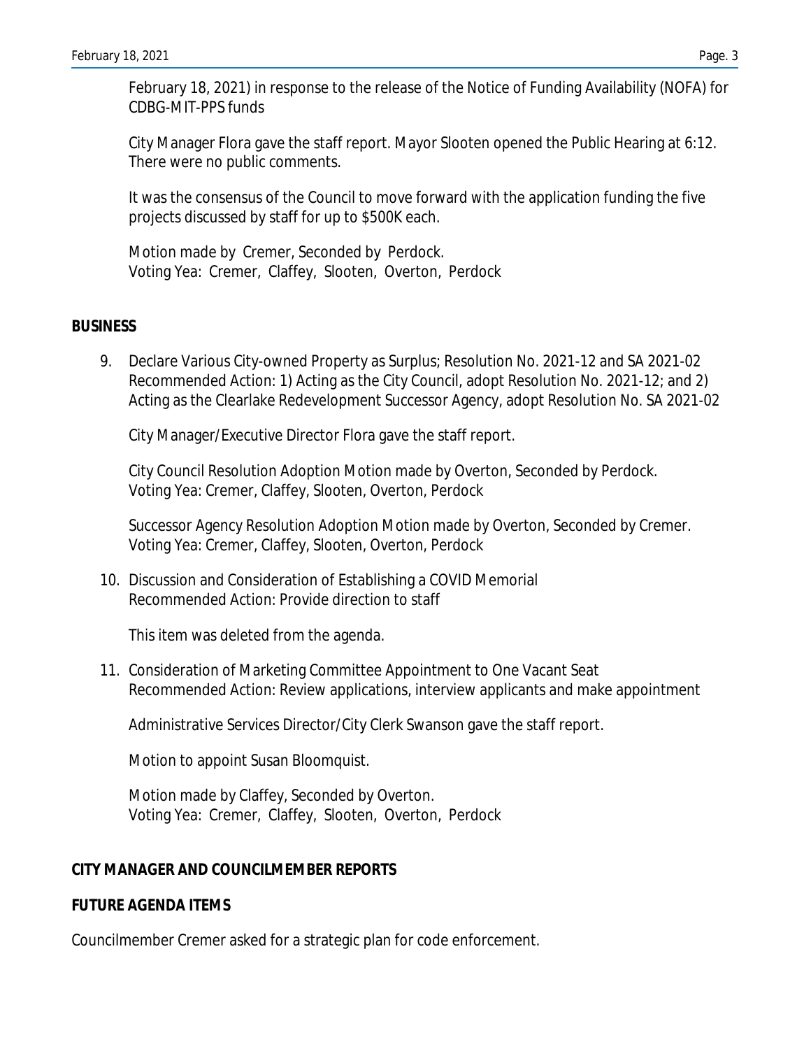February 18, 2021) in response to the release of the Notice of Funding Availability (NOFA) for CDBG-MIT-PPS funds

City Manager Flora gave the staff report. Mayor Slooten opened the Public Hearing at 6:12. There were no public comments.

It was the consensus of the Council to move forward with the application funding the five projects discussed by staff for up to $500K each.

Motion made by Cremer, Seconded by Perdock.
Voting Yea: Cremer, Claffey, Slooten, Overton, Perdock

**BUSINESS**

9. Declare Various City-owned Property as Surplus; Resolution No. 2021-12 and SA 2021-02
Recommended Action: 1) Acting as the City Council, adopt Resolution No. 2021-12; and 2) Acting as the Clearlake Redevelopment Successor Agency, adopt Resolution No. SA 2021-02

   City Manager/Executive Director Flora gave the staff report.

   City Council Resolution Adoption Motion made by Overton, Seconded by Perdock.
   Voting Yea: Cremer, Claffey, Slooten, Overton, Perdock

   Successor Agency Resolution Adoption Motion made by Overton, Seconded by Cremer.
   Voting Yea: Cremer, Claffey, Slooten, Overton, Perdock

10. Discussion and Consideration of Establishing a COVID Memorial
Recommended Action: Provide direction to staff

    This item was deleted from the agenda.

11. Consideration of Marketing Committee Appointment to One Vacant Seat
Recommended Action: Review applications, interview applicants and make appointment

    Administrative Services Director/City Clerk Swanson gave the staff report.

    Motion to appoint Susan Bloomquist.

    Motion made by Claffey, Seconded by Overton.
    Voting Yea: Cremer, Claffey, Slooten, Overton, Perdock

**CITY MANAGER AND COUNCILMEMBER REPORTS**

**FUTURE AGENDA ITEMS**

Councilmember Cremer asked for a strategic plan for code enforcement.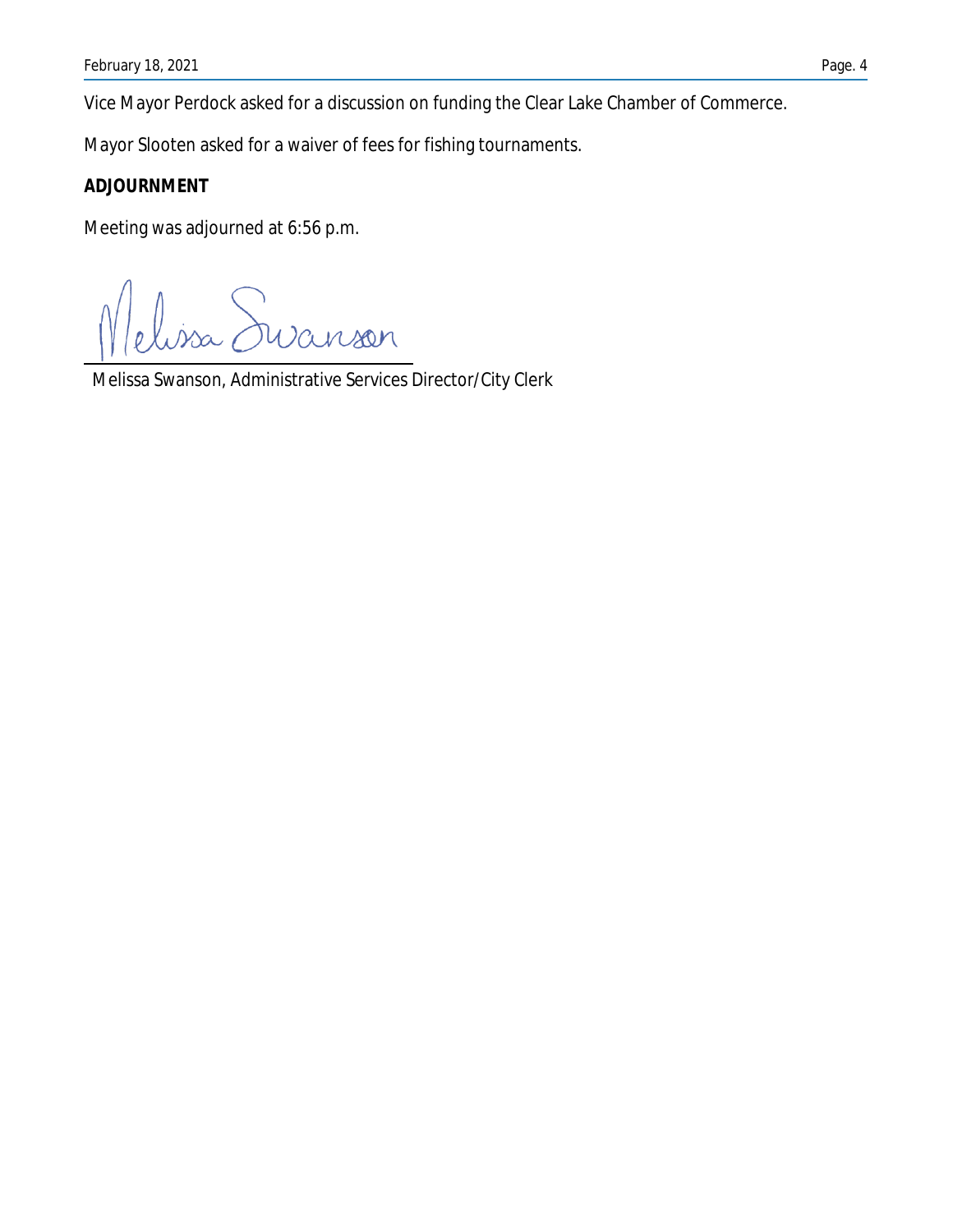Vice Mayor Perdock asked for a discussion on funding the Clear Lake Chamber of Commerce.

Mayor Slooten asked for a waiver of fees for fishing tournaments.

**ADJOURNMENT**

Meeting was adjourned at 6:56 p.m.

Melissa Swanson, Administrative Services Director/City Clerk